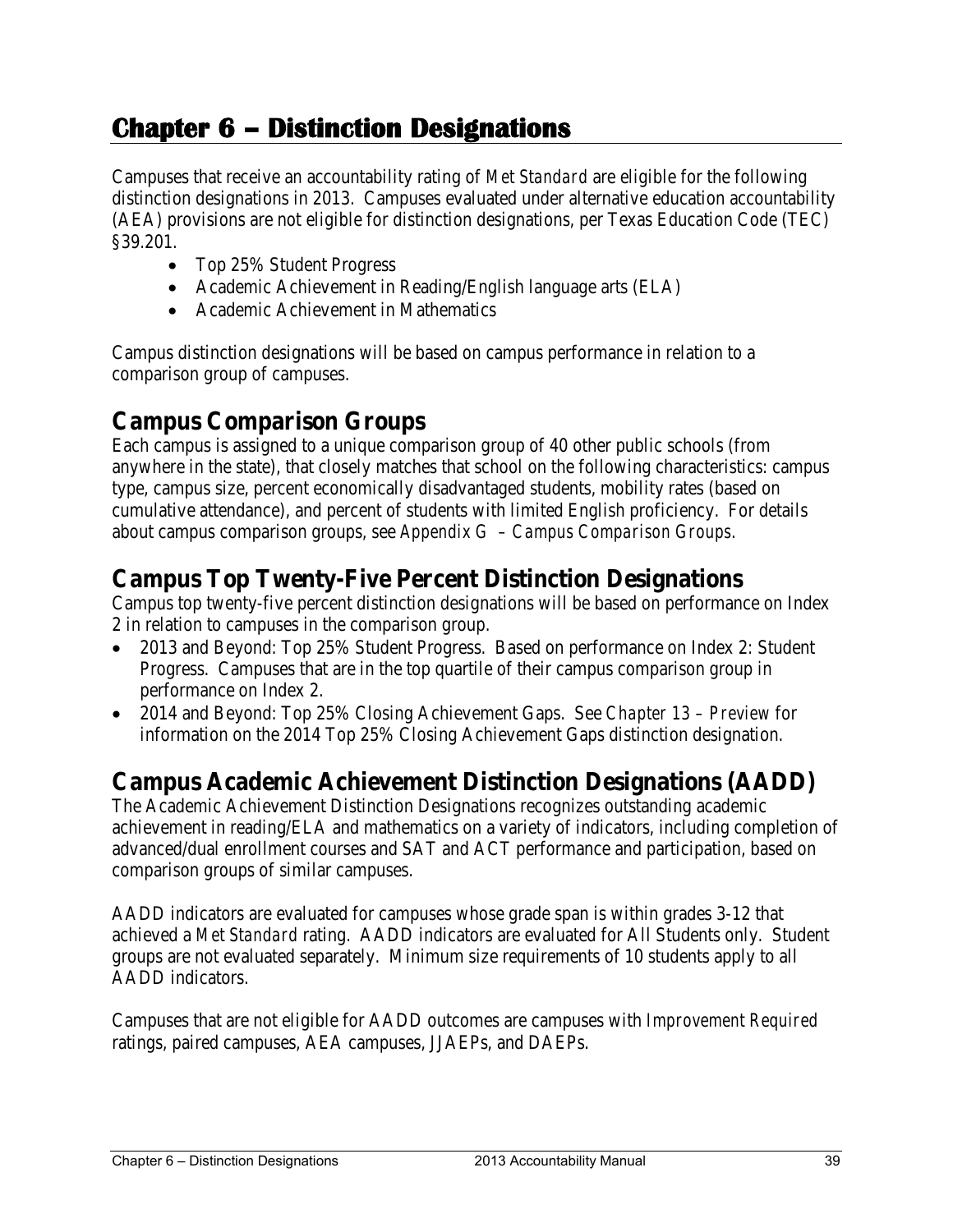# Chapter 6 – Distinction Designations

Campuses that receive an accountability rating of *Met Standard* are eligible for the following distinction designations in 2013. Campuses evaluated under alternative education accountability (AEA) provisions are not eligible for distinction designations, per Texas Education Code (TEC) §39.201.

- Top 25% Student Progress
- Academic Achievement in Reading/English language arts (ELA)
- Academic Achievement in Mathematics

Campus distinction designations will be based on campus performance in relation to a comparison group of campuses.

## Campus Comparison Groups

Each campus is assigned to a unique comparison group of 40 other public schools (from anywhere in the state), that closely matches that school on the following characteristics: campus type, campus size, percent economically disadvantaged students, mobility rates (based on cumulative attendance), and percent of students with limited English proficiency. For details about campus comparison groups, see *Appendix G – Campus Comparison Groups*.

## Campus Top Twenty-Five Percent Distinction Designations

Campus top twenty-five percent distinction designations will be based on performance on Index 2 in relation to campuses in the comparison group.

- 2013 and Beyond: Top 25% Student Progress. Based on performance on Index 2: Student Progress. Campuses that are in the top quartile of their campus comparison group in performance on Index 2.
- 2014 and Beyond: Top 25% Closing Achievement Gaps. See *Chapter 13 – Preview* for information on the 2014 Top 25% Closing Achievement Gaps distinction designation.

## Campus Academic Achievement Distinction Designations (AADD)

The Academic Achievement Distinction Designations recognizes outstanding academic achievement in reading/ELA and mathematics on a variety of indicators, including completion of advanced/dual enrollment courses and SAT and ACT performance and participation, based on comparison groups of similar campuses.

AADD indicators are evaluated for campuses whose grade span is within grades 3-12 that achieved a *Met Standard* rating. AADD indicators are evaluated for All Students only. Student groups are not evaluated separately. Minimum size requirements of 10 students apply to all AADD indicators.

Campuses that are not eligible for AADD outcomes are campuses with *Improvement Required* ratings, paired campuses, AEA campuses, JJAEPs, and DAEPs.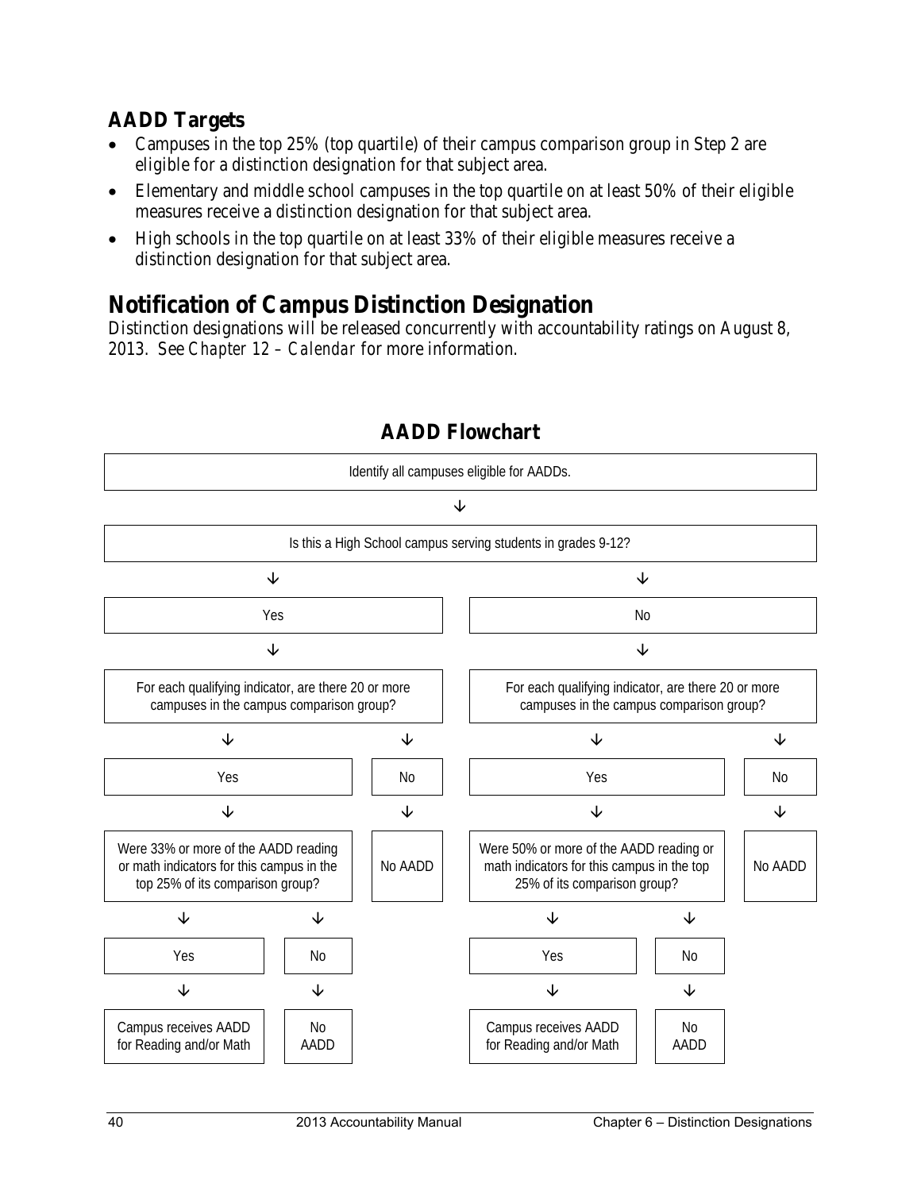## AADD Targets

- Campuses in the top 25% (top quartile) of their campus comparison group in Step 2 are eligible for a distinction designation for that subject area.
- Elementary and middle school campuses in the top quartile on at least 50% of their eligible measures receive a distinction designation for that subject area.
- High schools in the top quartile on at least 33% of their eligible measures receive a distinction designation for that subject area.

# Notification of Campus Distinction Designation

Distinction designations will be released concurrently with accountability ratings on August 8, 2013. See *Chapter 12 – Calendar* for more information.

## AADD Flowchart

Identify all campuses eligible for AADDs.

↓

Is this a High School campus serving students in grades 9-12?

**Yes** ↓

For each qualifying indicator, are there 20 or more campuses in the campus comparison group?

- Yes ↓
  - Were 33% or more of the AADD reading or math indicators for this campus in the top 25% of its comparison group?
    - Yes ↓ Campus receives AADD for Reading and/or Math
    - No ↓ No AADD
- No ↓ No AADD

**No** ↓

For each qualifying indicator, are there 20 or more campuses in the campus comparison group?

- Yes ↓
  - Were 50% or more of the AADD reading or math indicators for this campus in the top 25% of its comparison group?
    - Yes ↓ Campus receives AADD for Reading and/or Math
    - No ↓ No AADD
- No ↓ No AADD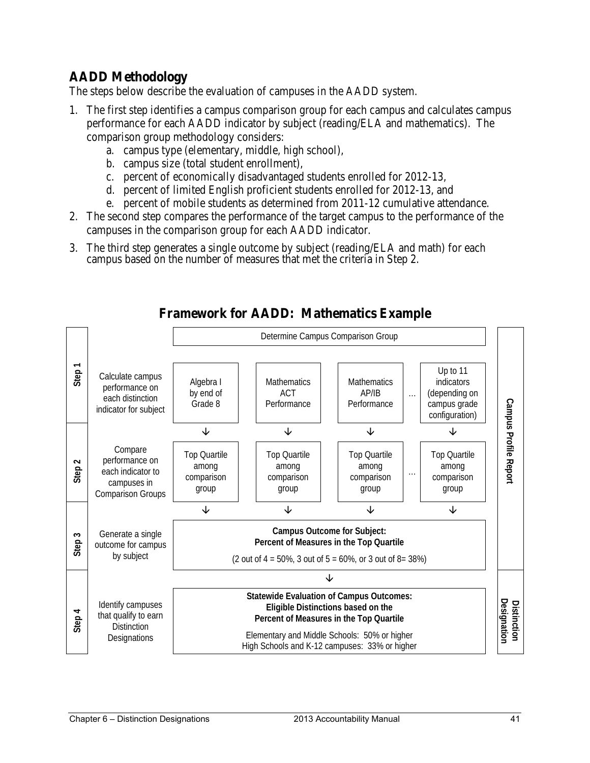## AADD Methodology

The steps below describe the evaluation of campuses in the AADD system.

1. The first step identifies a campus comparison group for each campus and calculates campus performance for each AADD indicator by subject (reading/ELA and mathematics). The comparison group methodology considers:
   a. campus type (elementary, middle, high school),
   b. campus size (total student enrollment),
   c. percent of economically disadvantaged students enrolled for 2012-13,
   d. percent of limited English proficient students enrolled for 2012-13, and
   e. percent of mobile students as determined from 2011-12 cumulative attendance.
2. The second step compares the performance of the target campus to the performance of the campuses in the comparison group for each AADD indicator.
3. The third step generates a single outcome by subject (reading/ELA and math) for each campus based on the number of measures that met the criteria in Step 2.

### Framework for AADD: Mathematics Example

| Step | Description | | | | | | Report |
|---|---|---|---|---|---|---|---|
| | | Determine Campus Comparison Group | | | | | Campus Profile Report |
| Step 1 | Calculate campus performance on each distinction indicator for subject | Algebra I by end of Grade 8 | Mathematics ACT Performance | Mathematics AP/IB Performance | … | Up to 11 indicators (depending on campus grade configuration) | Campus Profile Report |
| | | ↓ | ↓ | ↓ | | ↓ | |
| Step 2 | Compare performance on each indicator to campuses in Comparison Groups | Top Quartile among comparison group | Top Quartile among comparison group | Top Quartile among comparison group | … | Top Quartile among comparison group | Campus Profile Report |
| | | ↓ | ↓ | ↓ | | ↓ | |
| Step 3 | Generate a single outcome for campus by subject | **Campus Outcome for Subject: Percent of Measures in the Top Quartile** (2 out of 4 = 50%, 3 out of 5 = 60%, or 3 out of 8= 38%) | | | | | Campus Profile Report |
| | | ↓ | | | | | |
| Step 4 | Identify campuses that qualify to earn Distinction Designations | **Statewide Evaluation of Campus Outcomes: Eligible Distinctions based on the Percent of Measures in the Top Quartile** Elementary and Middle Schools: 50% or higher; High Schools and K-12 campuses: 33% or higher | | | | | Distinction Designation |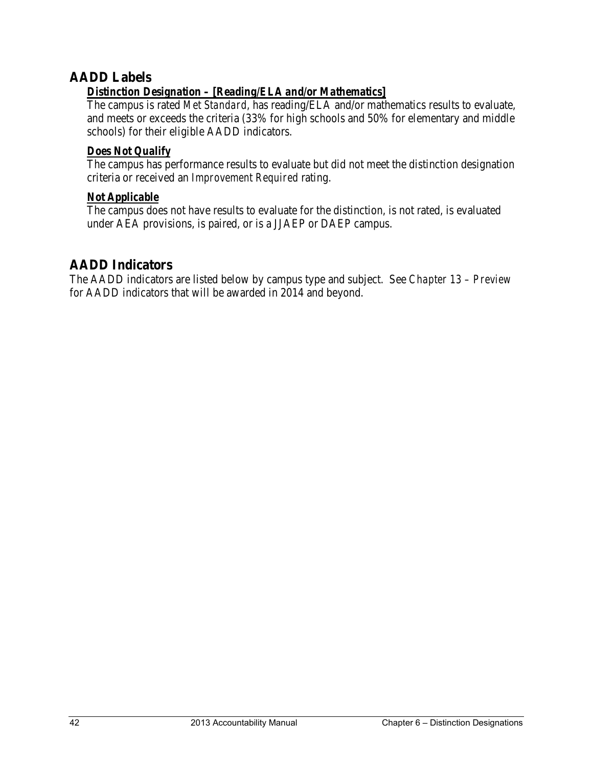## AADD Labels

### ***Distinction Designation – [Reading/ELA and/or Mathematics]***

The campus is rated *Met Standard*, has reading/ELA and/or mathematics results to evaluate, and meets or exceeds the criteria (33% for high schools and 50% for elementary and middle schools) for their eligible AADD indicators.

### ***Does Not Qualify***

The campus has performance results to evaluate but did not meet the distinction designation criteria or received an *Improvement Required* rating.

### ***Not Applicable***

The campus does not have results to evaluate for the distinction, is not rated, is evaluated under AEA provisions, is paired, or is a JJAEP or DAEP campus.

## AADD Indicators

The AADD indicators are listed below by campus type and subject. See *Chapter 13 – Preview* for AADD indicators that will be awarded in 2014 and beyond.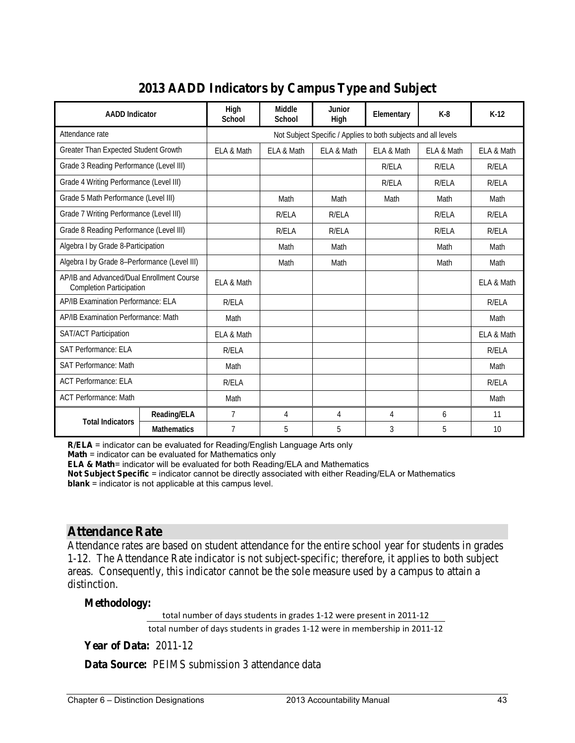## 2013 AADD Indicators by Campus Type and Subject

| AADD Indicator | | High School | Middle School | Junior High | Elementary | K-8 | K-12 |
|---|---|---|---|---|---|---|---|
| Attendance rate | | Not Subject Specific / Applies to both subjects and all levels | | | | | |
| Greater Than Expected Student Growth | | ELA & Math | ELA & Math | ELA & Math | ELA & Math | ELA & Math | ELA & Math |
| Grade 3 Reading Performance (Level III) | | | | | R/ELA | R/ELA | R/ELA |
| Grade 4 Writing Performance (Level III) | | | | | R/ELA | R/ELA | R/ELA |
| Grade 5 Math Performance (Level III) | | | Math | Math | Math | Math | Math |
| Grade 7 Writing Performance (Level III) | | | R/ELA | R/ELA | | R/ELA | R/ELA |
| Grade 8 Reading Performance (Level III) | | | R/ELA | R/ELA | | R/ELA | R/ELA |
| Algebra I by Grade 8-Participation | | | Math | Math | | Math | Math |
| Algebra I by Grade 8–Performance (Level III) | | | Math | Math | | Math | Math |
| AP/IB and Advanced/Dual Enrollment Course Completion Participation | | ELA & Math | | | | | ELA & Math |
| AP/IB Examination Performance: ELA | | R/ELA | | | | | R/ELA |
| AP/IB Examination Performance: Math | | Math | | | | | Math |
| SAT/ACT Participation | | ELA & Math | | | | | ELA & Math |
| SAT Performance: ELA | | R/ELA | | | | | R/ELA |
| SAT Performance: Math | | Math | | | | | Math |
| ACT Performance: ELA | | R/ELA | | | | | R/ELA |
| ACT Performance: Math | | Math | | | | | Math |
| Total Indicators | Reading/ELA | 7 | 4 | 4 | 4 | 6 | 11 |
| | Mathematics | 7 | 5 | 5 | 3 | 5 | 10 |

**R/ELA** = indicator can be evaluated for Reading/English Language Arts only
**Math** = indicator can be evaluated for Mathematics only
**ELA & Math**= indicator will be evaluated for both Reading/ELA and Mathematics
**Not Subject Specific** = indicator cannot be directly associated with either Reading/ELA or Mathematics
**blank** = indicator is not applicable at this campus level.

## Attendance Rate

Attendance rates are based on student attendance for the entire school year for students in grades 1-12. The Attendance Rate indicator is not subject-specific; therefore, it applies to both subject areas. Consequently, this indicator cannot be the sole measure used by a campus to attain a distinction.

**Methodology:**

$$\frac{\text{total number of days students in grades 1-12 were present in 2011-12}}{\text{total number of days students in grades 1-12 were in membership in 2011-12}}$$

**Year of Data:** 2011-12

**Data Source:** PEIMS submission 3 attendance data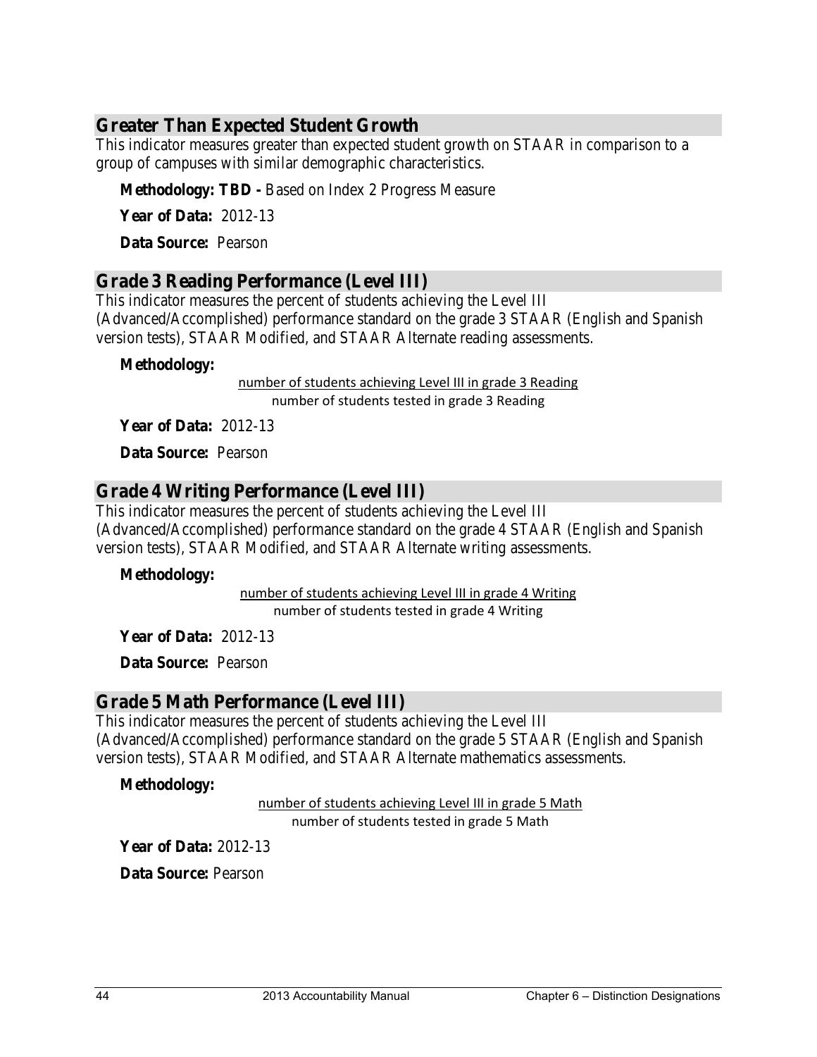## Greater Than Expected Student Growth

This indicator measures greater than expected student growth on STAAR in comparison to a group of campuses with similar demographic characteristics.

**Methodology: TBD -** Based on Index 2 Progress Measure

**Year of Data:** 2012-13

**Data Source:** Pearson

## Grade 3 Reading Performance (Level III)

This indicator measures the percent of students achieving the Level III (Advanced/Accomplished) performance standard on the grade 3 STAAR (English and Spanish version tests), STAAR Modified, and STAAR Alternate reading assessments.

**Methodology:**

$$\frac{\text{number of students achieving Level III in grade 3 Reading}}{\text{number of students tested in grade 3 Reading}}$$

**Year of Data:** 2012-13

**Data Source:** Pearson

## Grade 4 Writing Performance (Level III)

This indicator measures the percent of students achieving the Level III (Advanced/Accomplished) performance standard on the grade 4 STAAR (English and Spanish version tests), STAAR Modified, and STAAR Alternate writing assessments.

**Methodology:**

$$\frac{\text{number of students achieving Level III in grade 4 Writing}}{\text{number of students tested in grade 4 Writing}}$$

**Year of Data:** 2012-13

**Data Source:** Pearson

## Grade 5 Math Performance (Level III)

This indicator measures the percent of students achieving the Level III (Advanced/Accomplished) performance standard on the grade 5 STAAR (English and Spanish version tests), STAAR Modified, and STAAR Alternate mathematics assessments.

**Methodology:**

$$\frac{\text{number of students achieving Level III in grade 5 Math}}{\text{number of students tested in grade 5 Math}}$$

**Year of Data:** 2012-13

**Data Source:** Pearson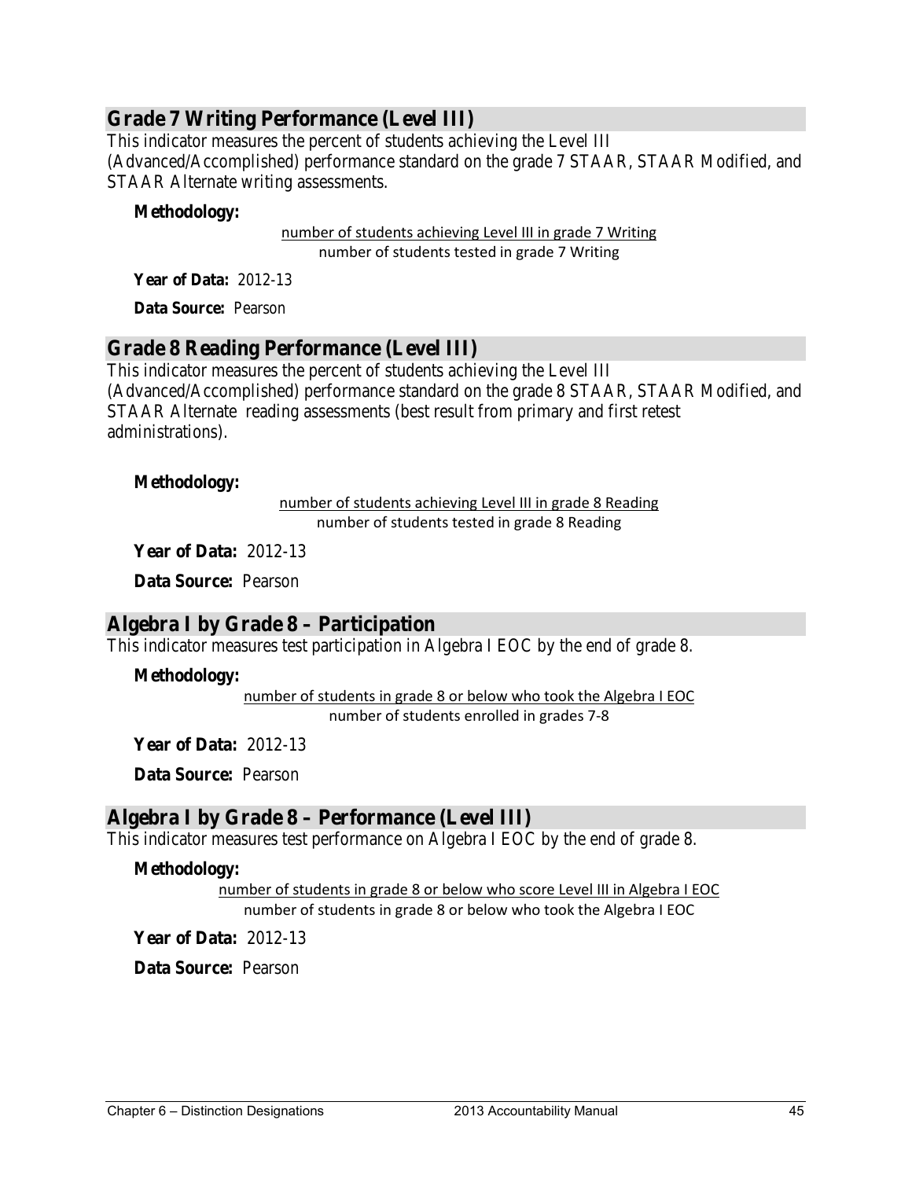## Grade 7 Writing Performance (Level III)

This indicator measures the percent of students achieving the Level III (Advanced/Accomplished) performance standard on the grade 7 STAAR, STAAR Modified, and STAAR Alternate writing assessments.

**Methodology:**

$$\frac{\text{number of students achieving Level III in grade 7 Writing}}{\text{number of students tested in grade 7 Writing}}$$

**Year of Data:** 2012-13

**Data Source:** Pearson

## Grade 8 Reading Performance (Level III)

This indicator measures the percent of students achieving the Level III (Advanced/Accomplished) performance standard on the grade 8 STAAR, STAAR Modified, and STAAR Alternate reading assessments (best result from primary and first retest administrations).

**Methodology:**

$$\frac{\text{number of students achieving Level III in grade 8 Reading}}{\text{number of students tested in grade 8 Reading}}$$

**Year of Data:** 2012-13

**Data Source:** Pearson

## Algebra I by Grade 8 – Participation

This indicator measures test participation in Algebra I EOC by the end of grade 8.

**Methodology:**

$$\frac{\text{number of students in grade 8 or below who took the Algebra I EOC}}{\text{number of students enrolled in grades 7-8}}$$

**Year of Data:** 2012-13

**Data Source:** Pearson

## Algebra I by Grade 8 – Performance (Level III)

This indicator measures test performance on Algebra I EOC by the end of grade 8.

**Methodology:**

$$\frac{\text{number of students in grade 8 or below who score Level III in Algebra I EOC}}{\text{number of students in grade 8 or below who took the Algebra I EOC}}$$

**Year of Data:** 2012-13

**Data Source:** Pearson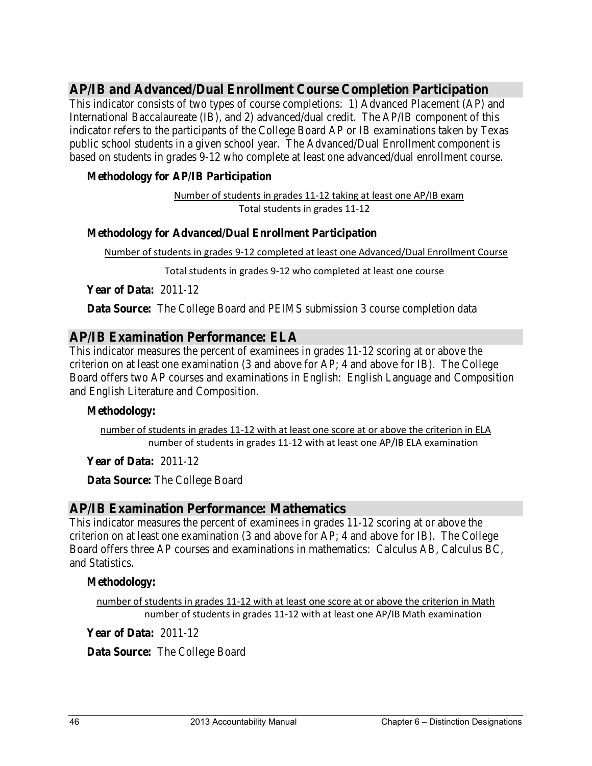## AP/IB and Advanced/Dual Enrollment Course Completion Participation

This indicator consists of two types of course completions: 1) Advanced Placement (AP) and International Baccalaureate (IB), and 2) advanced/dual credit. The AP/IB component of this indicator refers to the participants of the College Board AP or IB examinations taken by Texas public school students in a given school year. The Advanced/Dual Enrollment component is based on students in grades 9-12 who complete at least one advanced/dual enrollment course.

### Methodology for AP/IB Participation

$$\frac{\text{Number of students in grades 11-12 taking at least one AP/IB exam}}{\text{Total students in grades 11-12}}$$

### Methodology for Advanced/Dual Enrollment Participation

$$\frac{\text{Number of students in grades 9-12 completed at least one Advanced/Dual Enrollment Course}}{\text{Total students in grades 9-12 who completed at least one course}}$$

**Year of Data:** 2011-12

**Data Source:** The College Board and PEIMS submission 3 course completion data

## AP/IB Examination Performance: ELA

This indicator measures the percent of examinees in grades 11-12 scoring at or above the criterion on at least one examination (3 and above for AP; 4 and above for IB). The College Board offers two AP courses and examinations in English: English Language and Composition and English Literature and Composition.

### Methodology:

$$\frac{\text{number of students in grades 11-12 with at least one score at or above the criterion in ELA}}{\text{number of students in grades 11-12 with at least one AP/IB ELA examination}}$$

**Year of Data:** 2011-12

**Data Source:** The College Board

## AP/IB Examination Performance: Mathematics

This indicator measures the percent of examinees in grades 11-12 scoring at or above the criterion on at least one examination (3 and above for AP; 4 and above for IB). The College Board offers three AP courses and examinations in mathematics: Calculus AB, Calculus BC, and Statistics.

### Methodology:

$$\frac{\text{number of students in grades 11-12 with at least one score at or above the criterion in Math}}{\text{number of students in grades 11-12 with at least one AP/IB Math examination}}$$

**Year of Data:** 2011-12

**Data Source:** The College Board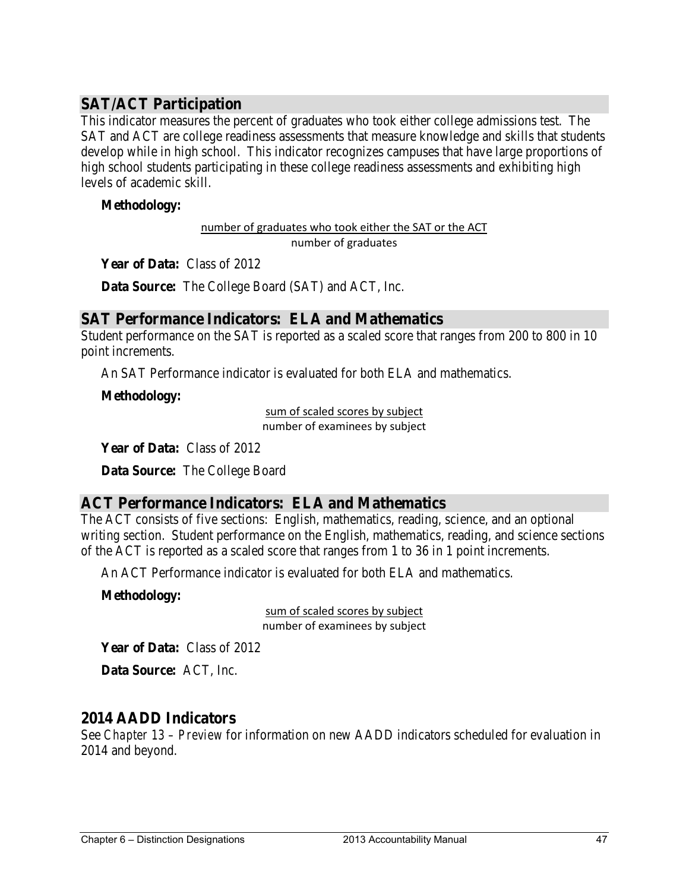## SAT/ACT Participation

This indicator measures the percent of graduates who took either college admissions test. The SAT and ACT are college readiness assessments that measure knowledge and skills that students develop while in high school. This indicator recognizes campuses that have large proportions of high school students participating in these college readiness assessments and exhibiting high levels of academic skill.

**Methodology:**

$$\frac{\text{number of graduates who took either the SAT or the ACT}}{\text{number of graduates}}$$

**Year of Data:** Class of 2012

**Data Source:** The College Board (SAT) and ACT, Inc.

## SAT Performance Indicators: ELA and Mathematics

Student performance on the SAT is reported as a scaled score that ranges from 200 to 800 in 10 point increments.

An SAT Performance indicator is evaluated for both ELA and mathematics.

**Methodology:**

$$\frac{\text{sum of scaled scores by subject}}{\text{number of examinees by subject}}$$

**Year of Data:** Class of 2012

**Data Source:** The College Board

## ACT Performance Indicators: ELA and Mathematics

The ACT consists of five sections: English, mathematics, reading, science, and an optional writing section. Student performance on the English, mathematics, reading, and science sections of the ACT is reported as a scaled score that ranges from 1 to 36 in 1 point increments.

An ACT Performance indicator is evaluated for both ELA and mathematics.

**Methodology:**

$$\frac{\text{sum of scaled scores by subject}}{\text{number of examinees by subject}}$$

**Year of Data:** Class of 2012

**Data Source:** ACT, Inc.

## 2014 AADD Indicators

See *Chapter 13 – Preview* for information on new AADD indicators scheduled for evaluation in 2014 and beyond.